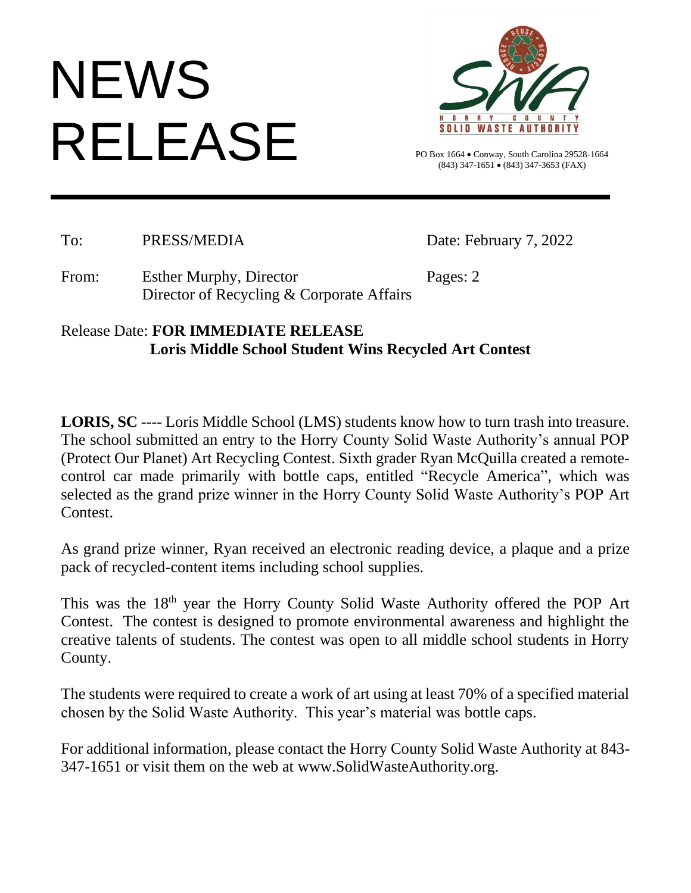# NEWS RELEASE

HORRY COUNTY SOLID WASTE AUTHORITY

PO Box 1664 • Conway, South Carolina 29528-1664
(843) 347-1651 • (843) 347-3653 (FAX)

---

To: PRESS/MEDIA

Date: February 7, 2022

From: Esther Murphy, Director
Director of Recycling & Corporate Affairs

Pages: 2

Release Date: **FOR IMMEDIATE RELEASE**

**Loris Middle School Student Wins Recycled Art Contest**

**LORIS, SC** ---- Loris Middle School (LMS) students know how to turn trash into treasure. The school submitted an entry to the Horry County Solid Waste Authority's annual POP (Protect Our Planet) Art Recycling Contest. Sixth grader Ryan McQuilla created a remote-control car made primarily with bottle caps, entitled "Recycle America", which was selected as the grand prize winner in the Horry County Solid Waste Authority's POP Art Contest.

As grand prize winner, Ryan received an electronic reading device, a plaque and a prize pack of recycled-content items including school supplies.

This was the 18th year the Horry County Solid Waste Authority offered the POP Art Contest. The contest is designed to promote environmental awareness and highlight the creative talents of students. The contest was open to all middle school students in Horry County.

The students were required to create a work of art using at least 70% of a specified material chosen by the Solid Waste Authority. This year's material was bottle caps.

For additional information, please contact the Horry County Solid Waste Authority at 843-347-1651 or visit them on the web at www.SolidWasteAuthority.org.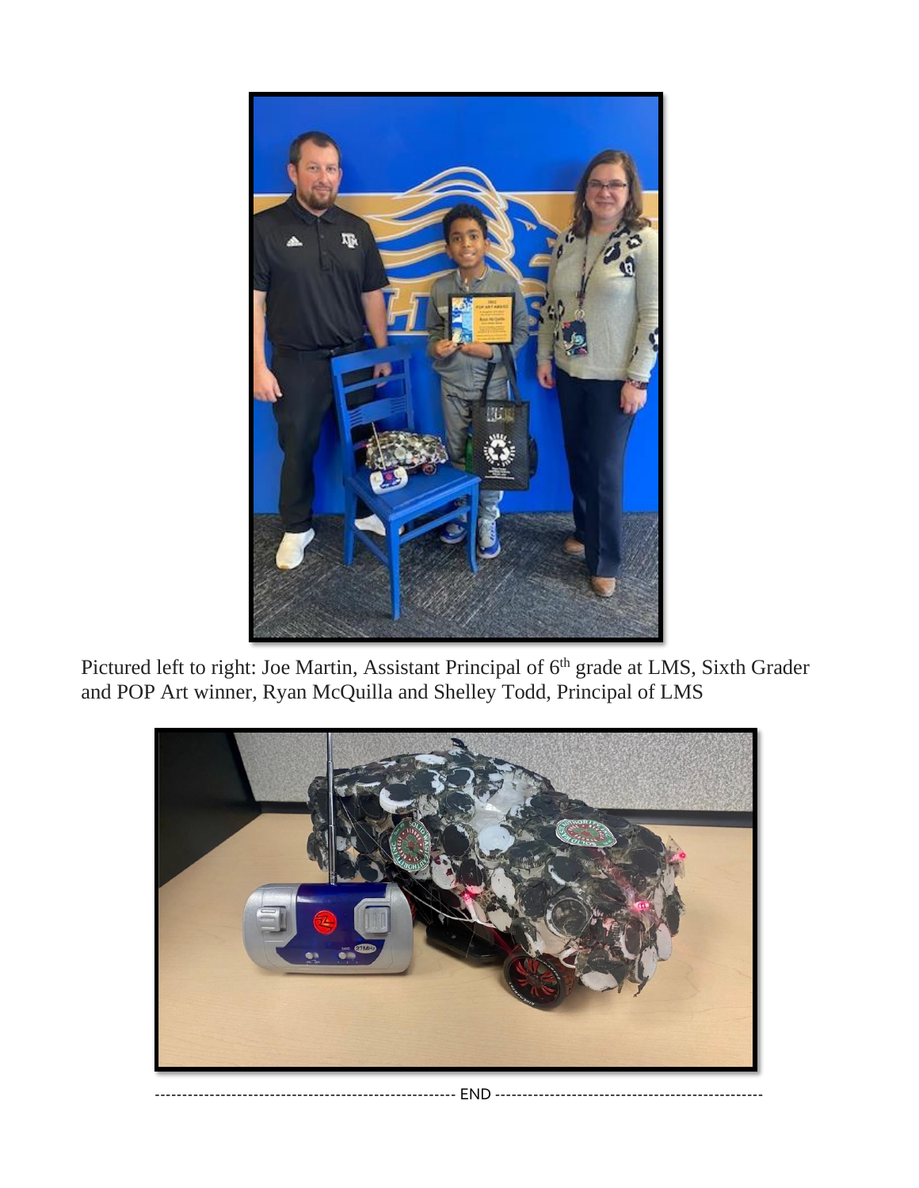Pictured left to right: Joe Martin, Assistant Principal of 6th grade at LMS, Sixth Grader and POP Art winner, Ryan McQuilla and Shelley Todd, Principal of LMS

------------------------------------------------------- END -------------------------------------------------